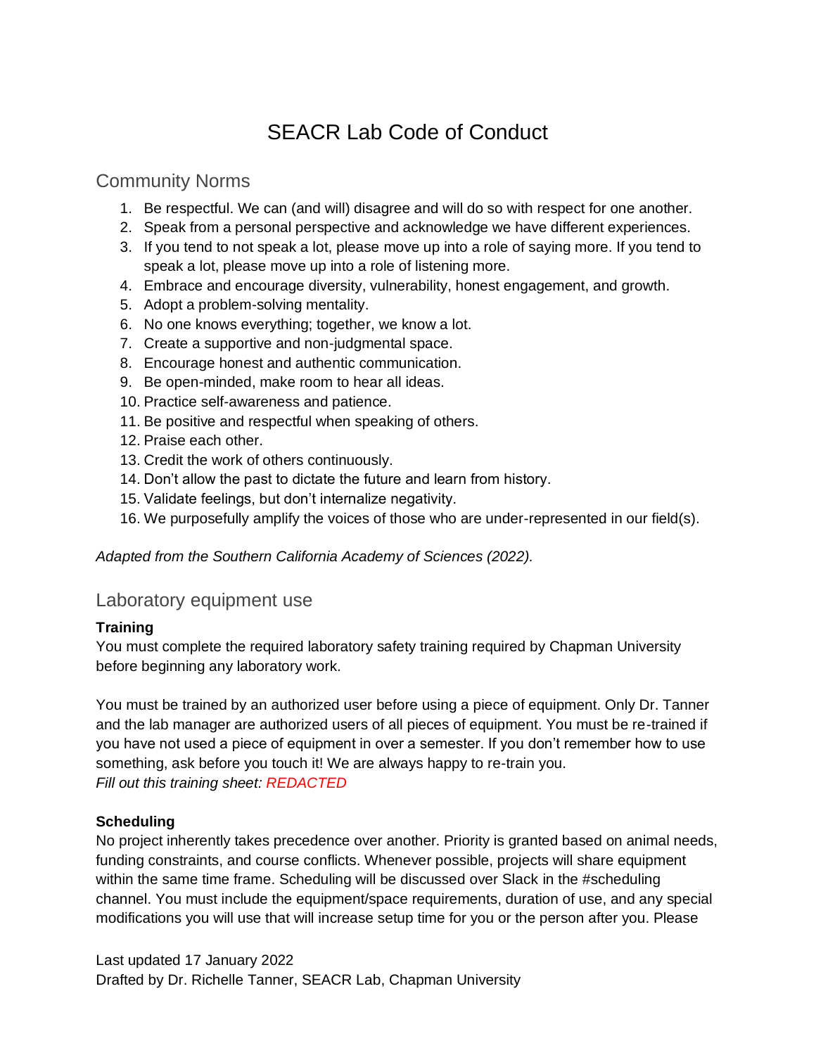# SEACR Lab Code of Conduct

## Community Norms

1. Be respectful. We can (and will) disagree and will do so with respect for one another.
2. Speak from a personal perspective and acknowledge we have different experiences.
3. If you tend to not speak a lot, please move up into a role of saying more. If you tend to speak a lot, please move up into a role of listening more.
4. Embrace and encourage diversity, vulnerability, honest engagement, and growth.
5. Adopt a problem-solving mentality.
6. No one knows everything; together, we know a lot.
7. Create a supportive and non-judgmental space.
8. Encourage honest and authentic communication.
9. Be open-minded, make room to hear all ideas.
10. Practice self-awareness and patience.
11. Be positive and respectful when speaking of others.
12. Praise each other.
13. Credit the work of others continuously.
14. Don't allow the past to dictate the future and learn from history.
15. Validate feelings, but don't internalize negativity.
16. We purposefully amplify the voices of those who are under-represented in our field(s).

*Adapted from the Southern California Academy of Sciences (2022).*

## Laboratory equipment use

**Training**

You must complete the required laboratory safety training required by Chapman University before beginning any laboratory work.

You must be trained by an authorized user before using a piece of equipment. Only Dr. Tanner and the lab manager are authorized users of all pieces of equipment. You must be re-trained if you have not used a piece of equipment in over a semester. If you don't remember how to use something, ask before you touch it! We are always happy to re-train you.
*Fill out this training sheet: REDACTED*

**Scheduling**

No project inherently takes precedence over another. Priority is granted based on animal needs, funding constraints, and course conflicts. Whenever possible, projects will share equipment within the same time frame. Scheduling will be discussed over Slack in the #scheduling channel. You must include the equipment/space requirements, duration of use, and any special modifications you will use that will increase setup time for you or the person after you. Please

Last updated 17 January 2022
Drafted by Dr. Richelle Tanner, SEACR Lab, Chapman University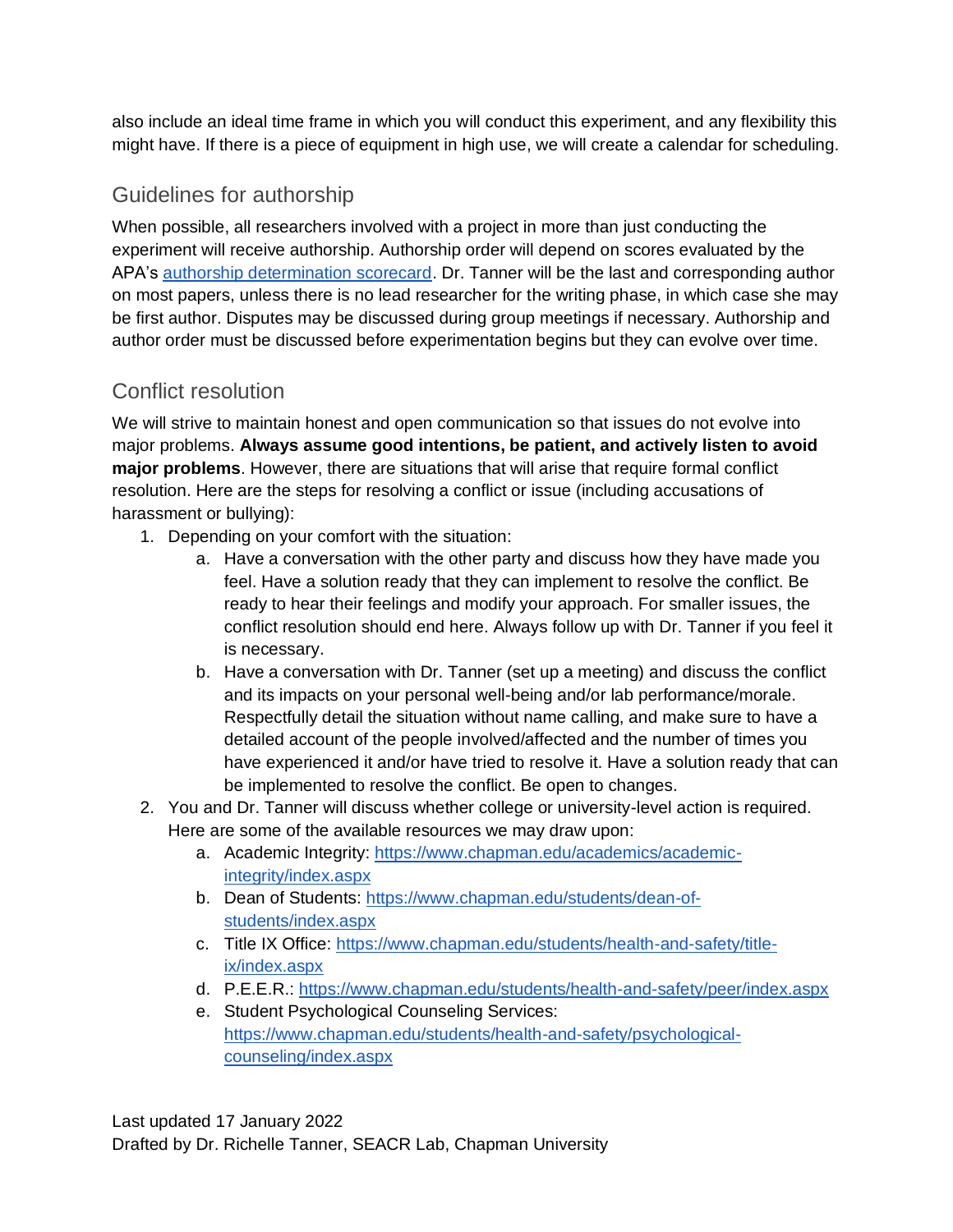also include an ideal time frame in which you will conduct this experiment, and any flexibility this might have. If there is a piece of equipment in high use, we will create a calendar for scheduling.

## Guidelines for authorship

When possible, all researchers involved with a project in more than just conducting the experiment will receive authorship. Authorship order will depend on scores evaluated by the APA's [authorship determination scorecard](authorship determination scorecard). Dr. Tanner will be the last and corresponding author on most papers, unless there is no lead researcher for the writing phase, in which case she may be first author. Disputes may be discussed during group meetings if necessary. Authorship and author order must be discussed before experimentation begins but they can evolve over time.

## Conflict resolution

We will strive to maintain honest and open communication so that issues do not evolve into major problems. **Always assume good intentions, be patient, and actively listen to avoid major problems**. However, there are situations that will arise that require formal conflict resolution. Here are the steps for resolving a conflict or issue (including accusations of harassment or bullying):

1. Depending on your comfort with the situation:
   a. Have a conversation with the other party and discuss how they have made you feel. Have a solution ready that they can implement to resolve the conflict. Be ready to hear their feelings and modify your approach. For smaller issues, the conflict resolution should end here. Always follow up with Dr. Tanner if you feel it is necessary.
   b. Have a conversation with Dr. Tanner (set up a meeting) and discuss the conflict and its impacts on your personal well-being and/or lab performance/morale. Respectfully detail the situation without name calling, and make sure to have a detailed account of the people involved/affected and the number of times you have experienced it and/or have tried to resolve it. Have a solution ready that can be implemented to resolve the conflict. Be open to changes.
2. You and Dr. Tanner will discuss whether college or university-level action is required. Here are some of the available resources we may draw upon:
   a. Academic Integrity: https://www.chapman.edu/academics/academic-integrity/index.aspx
   b. Dean of Students: https://www.chapman.edu/students/dean-of-students/index.aspx
   c. Title IX Office: https://www.chapman.edu/students/health-and-safety/title-ix/index.aspx
   d. P.E.E.R.: https://www.chapman.edu/students/health-and-safety/peer/index.aspx
   e. Student Psychological Counseling Services: https://www.chapman.edu/students/health-and-safety/psychological-counseling/index.aspx

Last updated 17 January 2022
Drafted by Dr. Richelle Tanner, SEACR Lab, Chapman University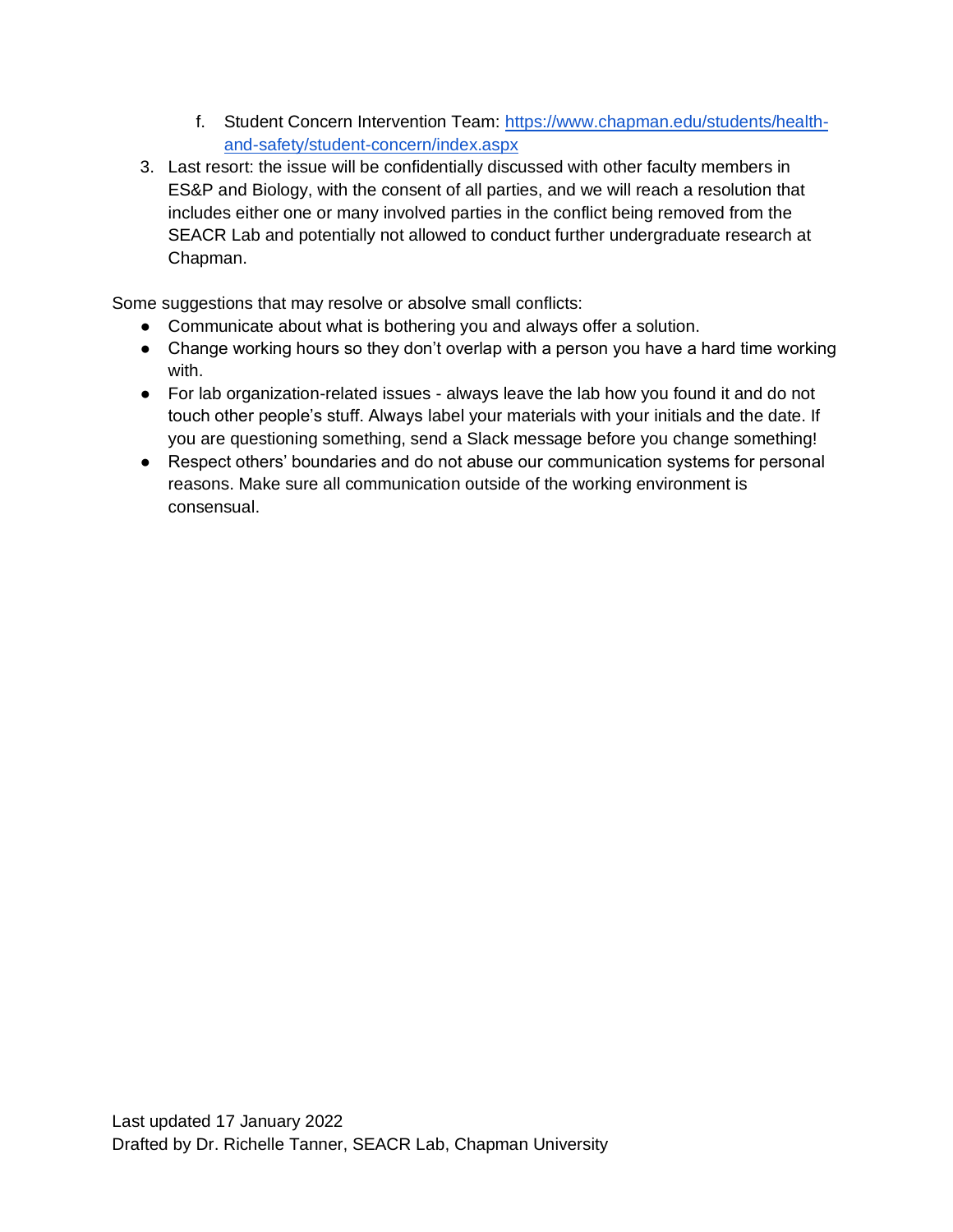f. Student Concern Intervention Team: [https://www.chapman.edu/students/health-and-safety/student-concern/index.aspx](https://www.chapman.edu/students/health-and-safety/student-concern/index.aspx)

3. Last resort: the issue will be confidentially discussed with other faculty members in ES&P and Biology, with the consent of all parties, and we will reach a resolution that includes either one or many involved parties in the conflict being removed from the SEACR Lab and potentially not allowed to conduct further undergraduate research at Chapman.

Some suggestions that may resolve or absolve small conflicts:

- Communicate about what is bothering you and always offer a solution.
- Change working hours so they don't overlap with a person you have a hard time working with.
- For lab organization-related issues - always leave the lab how you found it and do not touch other people's stuff. Always label your materials with your initials and the date. If you are questioning something, send a Slack message before you change something!
- Respect others' boundaries and do not abuse our communication systems for personal reasons. Make sure all communication outside of the working environment is consensual.

Last updated 17 January 2022
Drafted by Dr. Richelle Tanner, SEACR Lab, Chapman University